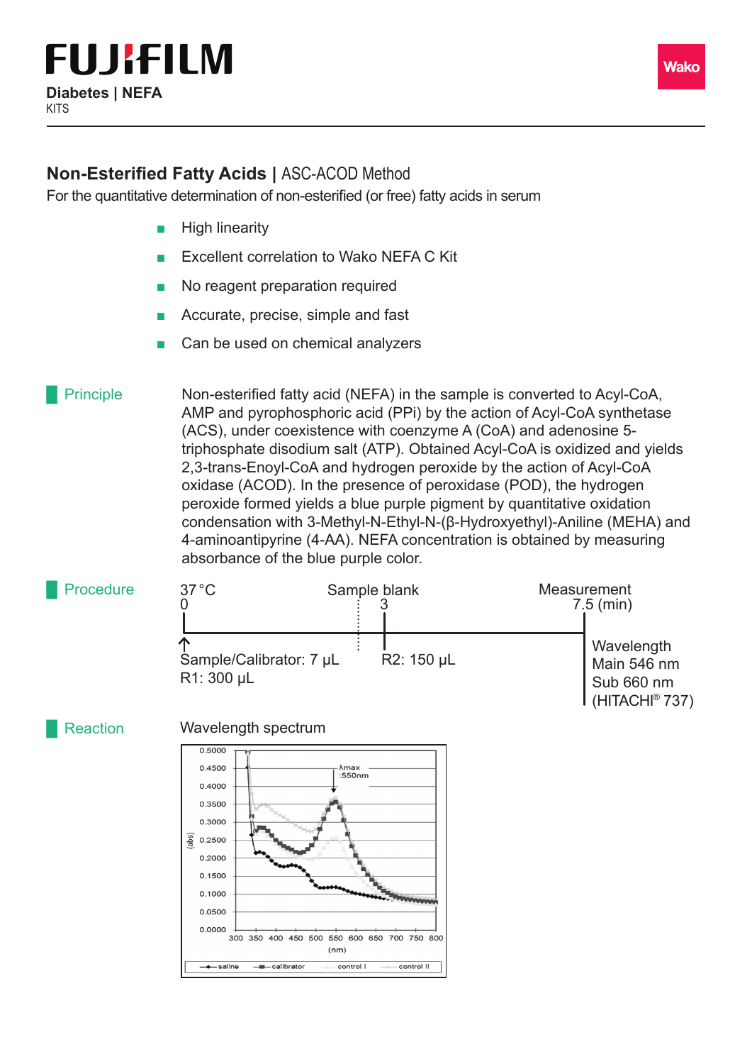# FUJIFILM

**Diabetes | NEFA**
KITS

Wako

## Non-Esterified Fatty Acids | ASC-ACOD Method

For the quantitative determination of non-esterified (or free) fatty acids in serum

- High linearity
- Excellent correlation to Wako NEFA C Kit
- No reagent preparation required
- Accurate, precise, simple and fast
- Can be used on chemical analyzers

### Principle

Non-esterified fatty acid (NEFA) in the sample is converted to Acyl-CoA, AMP and pyrophosphoric acid (PPi) by the action of Acyl-CoA synthetase (ACS), under coexistence with coenzyme A (CoA) and adenosine 5-triphosphate disodium salt (ATP). Obtained Acyl-CoA is oxidized and yields 2,3-trans-Enoyl-CoA and hydrogen peroxide by the action of Acyl-CoA oxidase (ACOD). In the presence of peroxidase (POD), the hydrogen peroxide formed yields a blue purple pigment by quantitative oxidation condensation with 3-Methyl-N-Ethyl-N-(β-Hydroxyethyl)-Aniline (MEHA) and 4-aminoantipyrine (4-AA). NEFA concentration is obtained by measuring absorbance of the blue purple color.

### Procedure

37 °C

| 0 | Sample blank 3 | Measurement 7.5 (min) |
|---|---|---|
| Sample/Calibrator: 7 µL<br>R1: 300 µL | R2: 150 µL | Wavelength<br>Main 546 nm<br>Sub 660 nm<br>(HITACHI® 737) |

### Reaction

Wavelength spectrum

λmax :550nm

(abs) 0.0000–0.5000; (nm) 300–800

— saline — calibrator — control I — control II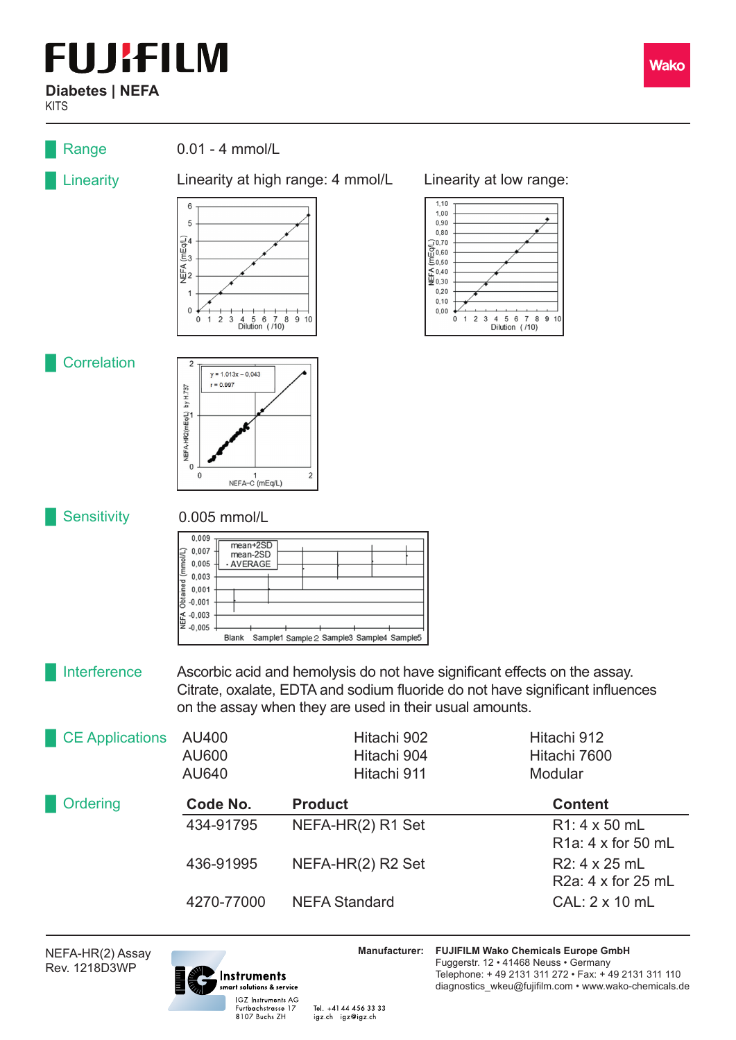# FUJIFILM

**Diabetes | NEFA**
KITS

Wako

## Range

0.01 - 4 mmol/L

## Linearity

Linearity at high range: 4 mmol/L

6
5
4
3
2
1
0
NEFA (mEq/L)
0 1 2 3 4 5 6 7 8 9 10
Dilution (/10)

Linearity at low range:

1,10
1,00
0,90
0,80
0,70
0,60
0,50
0,40
0,30
0,20
0,10
0,00
NEFA (mEq/L)
0 1 2 3 4 5 6 7 8 9 10
Dilution (/10)

## Correlation

y = 1.013x – 0,043
r = 0,997
2
1
0
NEFA-HR2(mEq/L) by H.737
0 1 2
NEFA-C (mEq/L)

## Sensitivity

0.005 mmol/L

0,009
0,007
0,005
0,003
0,001
-0,001
-0,003
-0,005
NEFA Obtained (mmol/L)
mean+2SD
mean-2SD
AVERAGE
Blank Sample1 Sample 2 Sample3 Sample4 Sample5

## Interference

Ascorbic acid and hemolysis do not have significant effects on the assay. Citrate, oxalate, EDTA and sodium fluoride do not have significant influences on the assay when they are used in their usual amounts.

## CE Applications

| | | |
|---|---|---|
| AU400 | Hitachi 902 | Hitachi 912 |
| AU600 | Hitachi 904 | Hitachi 7600 |
| AU640 | Hitachi 911 | Modular |

## Ordering

| Code No. | Product | Content |
|---|---|---|
| 434-91795 | NEFA-HR(2) R1 Set | R1: 4 x 50 mL<br>R1a: 4 x for 50 mL |
| 436-91995 | NEFA-HR(2) R2 Set | R2: 4 x 25 mL<br>R2a: 4 x for 25 mL |
| 4270-77000 | NEFA Standard | CAL: 2 x 10 mL |

NEFA-HR(2) Assay
Rev. 1218D3WP

Instruments
smart solutions & service
IGZ Instruments AG
Furtbachstrasse 17
8107 Buchs ZH
Tel. +41 44 456 33 33
igz.ch igz@igz.ch

**Manufacturer:** **FUJIFILM Wako Chemicals Europe GmbH**
Fuggerstr. 12 • 41468 Neuss • Germany
Telephone: + 49 2131 311 272 • Fax: + 49 2131 311 110
diagnostics_wkeu@fujifilm.com • www.wako-chemicals.de